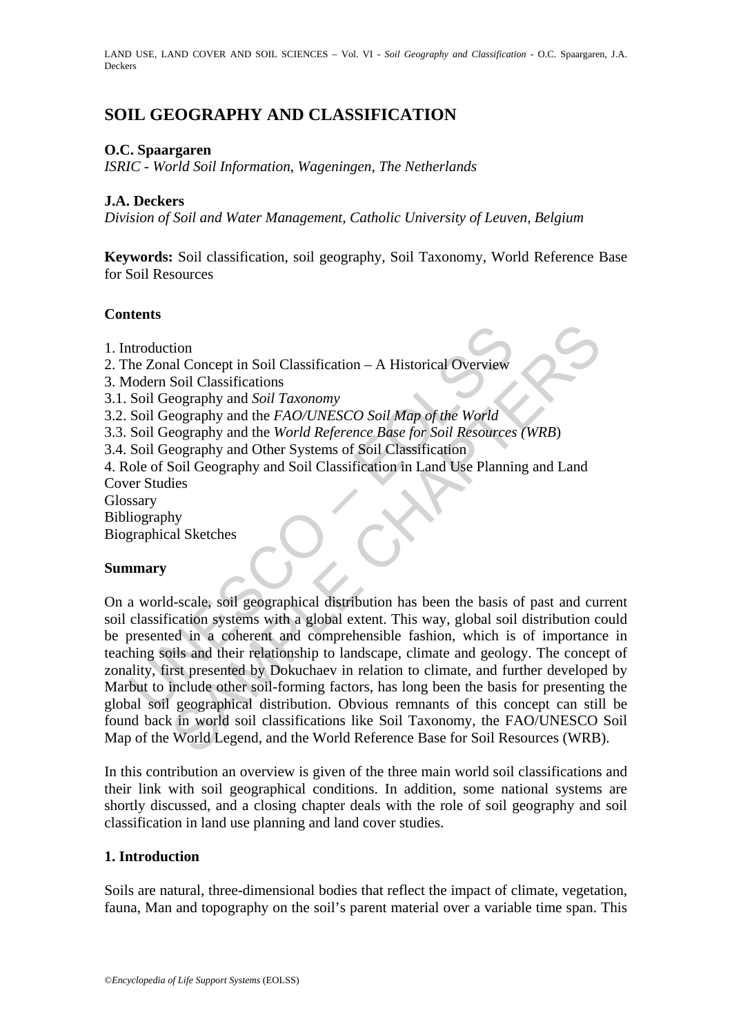# SOIL GEOGRAPHY AND CLASSIFICATION

**O.C. Spaargaren**

*ISRIC - World Soil Information, Wageningen, The Netherlands*

**J.A. Deckers**

*Division of Soil and Water Management, Catholic University of Leuven, Belgium*

**Keywords:** Soil classification, soil geography, Soil Taxonomy, World Reference Base for Soil Resources

## Contents

1. Introduction
2. The Zonal Concept in Soil Classification – A Historical Overview
3. Modern Soil Classifications
3.1. Soil Geography and *Soil Taxonomy*
3.2. Soil Geography and the *FAO/UNESCO Soil Map of the World*
3.3. Soil Geography and the *World Reference Base for Soil Resources* (*WRB*)
3.4. Soil Geography and Other Systems of Soil Classification
4. Role of Soil Geography and Soil Classification in Land Use Planning and Land Cover Studies

Glossary
Bibliography
Biographical Sketches

## Summary

On a world-scale, soil geographical distribution has been the basis of past and current soil classification systems with a global extent. This way, global soil distribution could be presented in a coherent and comprehensible fashion, which is of importance in teaching soils and their relationship to landscape, climate and geology. The concept of zonality, first presented by Dokuchaev in relation to climate, and further developed by Marbut to include other soil-forming factors, has long been the basis for presenting the global soil geographical distribution. Obvious remnants of this concept can still be found back in world soil classifications like Soil Taxonomy, the FAO/UNESCO Soil Map of the World Legend, and the World Reference Base for Soil Resources (WRB).

In this contribution an overview is given of the three main world soil classifications and their link with soil geographical conditions. In addition, some national systems are shortly discussed, and a closing chapter deals with the role of soil geography and soil classification in land use planning and land cover studies.

## 1. Introduction

Soils are natural, three-dimensional bodies that reflect the impact of climate, vegetation, fauna, Man and topography on the soil's parent material over a variable time span. This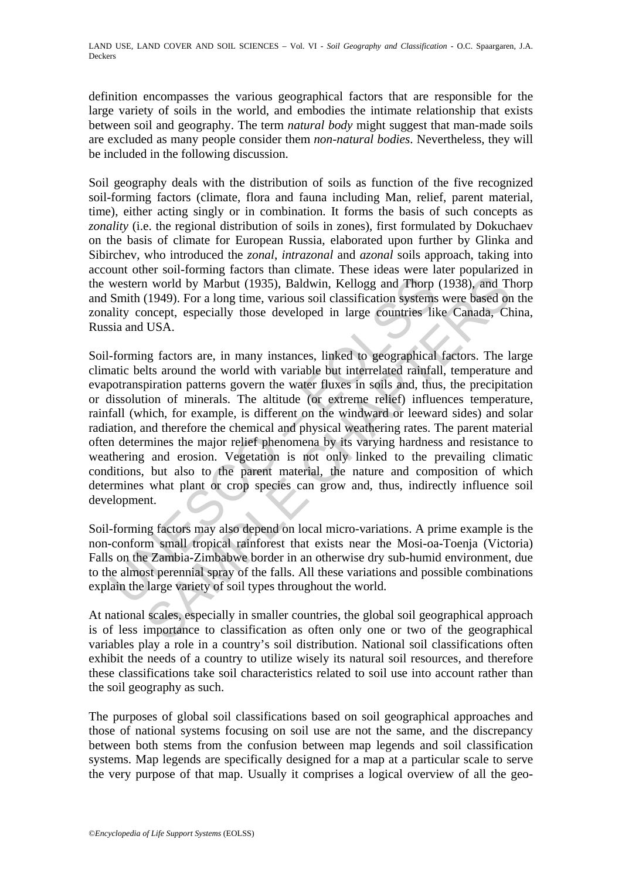definition encompasses the various geographical factors that are responsible for the large variety of soils in the world, and embodies the intimate relationship that exists between soil and geography. The term *natural body* might suggest that man-made soils are excluded as many people consider them *non-natural bodies*. Nevertheless, they will be included in the following discussion.

Soil geography deals with the distribution of soils as function of the five recognized soil-forming factors (climate, flora and fauna including Man, relief, parent material, time), either acting singly or in combination. It forms the basis of such concepts as *zonality* (i.e. the regional distribution of soils in zones), first formulated by Dokuchaev on the basis of climate for European Russia, elaborated upon further by Glinka and Sibirchev, who introduced the *zonal*, *intrazonal* and *azonal* soils approach, taking into account other soil-forming factors than climate. These ideas were later popularized in the western world by Marbut (1935), Baldwin, Kellogg and Thorp (1938), and Thorp and Smith (1949). For a long time, various soil classification systems were based on the zonality concept, especially those developed in large countries like Canada, China, Russia and USA.

Soil-forming factors are, in many instances, linked to geographical factors. The large climatic belts around the world with variable but interrelated rainfall, temperature and evapotranspiration patterns govern the water fluxes in soils and, thus, the precipitation or dissolution of minerals. The altitude (or extreme relief) influences temperature, rainfall (which, for example, is different on the windward or leeward sides) and solar radiation, and therefore the chemical and physical weathering rates. The parent material often determines the major relief phenomena by its varying hardness and resistance to weathering and erosion. Vegetation is not only linked to the prevailing climatic conditions, but also to the parent material, the nature and composition of which determines what plant or crop species can grow and, thus, indirectly influence soil development.

Soil-forming factors may also depend on local micro-variations. A prime example is the non-conform small tropical rainforest that exists near the Mosi-oa-Toenja (Victoria) Falls on the Zambia-Zimbabwe border in an otherwise dry sub-humid environment, due to the almost perennial spray of the falls. All these variations and possible combinations explain the large variety of soil types throughout the world.

At national scales, especially in smaller countries, the global soil geographical approach is of less importance to classification as often only one or two of the geographical variables play a role in a country's soil distribution. National soil classifications often exhibit the needs of a country to utilize wisely its natural soil resources, and therefore these classifications take soil characteristics related to soil use into account rather than the soil geography as such.

The purposes of global soil classifications based on soil geographical approaches and those of national systems focusing on soil use are not the same, and the discrepancy between both stems from the confusion between map legends and soil classification systems. Map legends are specifically designed for a map at a particular scale to serve the very purpose of that map. Usually it comprises a logical overview of all the geo-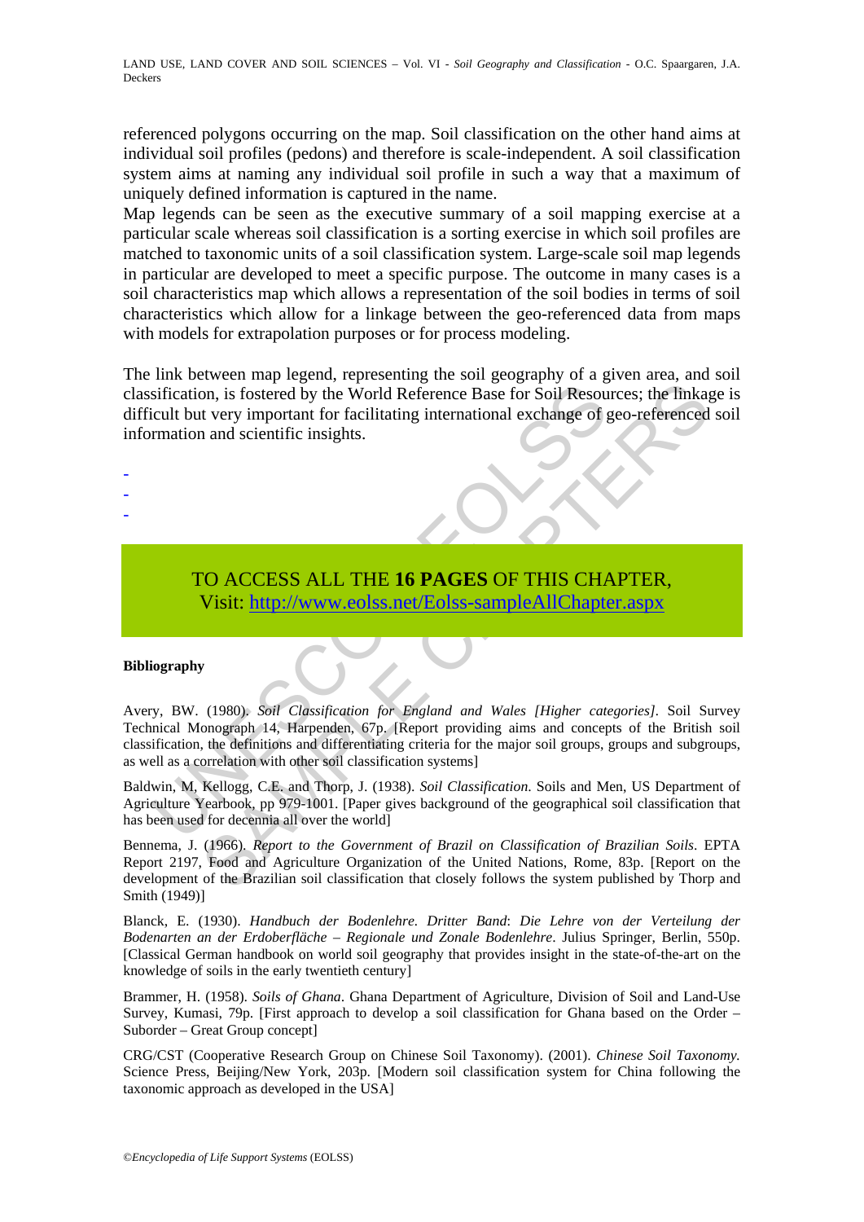referenced polygons occurring on the map. Soil classification on the other hand aims at individual soil profiles (pedons) and therefore is scale-independent. A soil classification system aims at naming any individual soil profile in such a way that a maximum of uniquely defined information is captured in the name.

Map legends can be seen as the executive summary of a soil mapping exercise at a particular scale whereas soil classification is a sorting exercise in which soil profiles are matched to taxonomic units of a soil classification system. Large-scale soil map legends in particular are developed to meet a specific purpose. The outcome in many cases is a soil characteristics map which allows a representation of the soil bodies in terms of soil characteristics which allow for a linkage between the geo-referenced data from maps with models for extrapolation purposes or for process modeling.

The link between map legend, representing the soil geography of a given area, and soil classification, is fostered by the World Reference Base for Soil Resources; the linkage is difficult but very important for facilitating international exchange of geo-referenced soil information and scientific insights.

-
-
-

TO ACCESS ALL THE **16 PAGES** OF THIS CHAPTER,
Visit: http://www.eolss.net/Eolss-sampleAllChapter.aspx

**Bibliography**

Avery, BW. (1980). *Soil Classification for England and Wales [Higher categories]*. Soil Survey Technical Monograph 14, Harpenden, 67p. [Report providing aims and concepts of the British soil classification, the definitions and differentiating criteria for the major soil groups, groups and subgroups, as well as a correlation with other soil classification systems]

Baldwin, M, Kellogg, C.E. and Thorp, J. (1938). *Soil Classification.* Soils and Men, US Department of Agriculture Yearbook, pp 979-1001. [Paper gives background of the geographical soil classification that has been used for decennia all over the world]

Bennema, J. (1966). *Report to the Government of Brazil on Classification of Brazilian Soils*. EPTA Report 2197, Food and Agriculture Organization of the United Nations, Rome, 83p. [Report on the development of the Brazilian soil classification that closely follows the system published by Thorp and Smith (1949)]

Blanck, E. (1930). *Handbuch der Bodenlehre. Dritter Band*: *Die Lehre von der Verteilung der Bodenarten an der Erdoberfläche – Regionale und Zonale Bodenlehre*. Julius Springer, Berlin, 550p. [Classical German handbook on world soil geography that provides insight in the state-of-the-art on the knowledge of soils in the early twentieth century]

Brammer, H. (1958). *Soils of Ghana*. Ghana Department of Agriculture, Division of Soil and Land-Use Survey, Kumasi, 79p. [First approach to develop a soil classification for Ghana based on the Order – Suborder – Great Group concept]

CRG/CST (Cooperative Research Group on Chinese Soil Taxonomy). (2001). *Chinese Soil Taxonomy.* Science Press, Beijing/New York, 203p. [Modern soil classification system for China following the taxonomic approach as developed in the USA]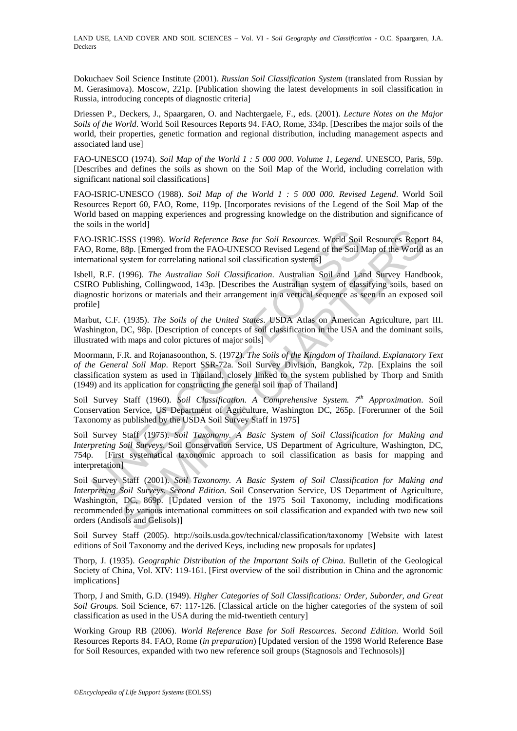Dokuchaev Soil Science Institute (2001). *Russian Soil Classification System* (translated from Russian by M. Gerasimova). Moscow, 221p. [Publication showing the latest developments in soil classification in Russia, introducing concepts of diagnostic criteria]

Driessen P., Deckers, J., Spaargaren, O. and Nachtergaele, F., eds. (2001). *Lecture Notes on the Major Soils of the World*. World Soil Resources Reports 94. FAO, Rome, 334p. [Describes the major soils of the world, their properties, genetic formation and regional distribution, including management aspects and associated land use]

FAO-UNESCO (1974). *Soil Map of the World 1 : 5 000 000. Volume 1, Legend*. UNESCO, Paris, 59p. [Describes and defines the soils as shown on the Soil Map of the World, including correlation with significant national soil classifications]

FAO-ISRIC-UNESCO (1988). *Soil Map of the World 1 : 5 000 000. Revised Legend*. World Soil Resources Report 60, FAO, Rome, 119p. [Incorporates revisions of the Legend of the Soil Map of the World based on mapping experiences and progressing knowledge on the distribution and significance of the soils in the world]

FAO-ISRIC-ISSS (1998). *World Reference Base for Soil Resources*. World Soil Resources Report 84, FAO, Rome, 88p. [Emerged from the FAO-UNESCO Revised Legend of the Soil Map of the World as an international system for correlating national soil classification systems]

Isbell, R.F. (1996). *The Australian Soil Classification*. Australian Soil and Land Survey Handbook, CSIRO Publishing, Collingwood, 143p. [Describes the Australian system of classifying soils, based on diagnostic horizons or materials and their arrangement in a vertical sequence as seen in an exposed soil profile]

Marbut, C.F. (1935). *The Soils of the United States*. USDA Atlas on American Agriculture, part III. Washington, DC, 98p. [Description of concepts of soil classification in the USA and the dominant soils, illustrated with maps and color pictures of major soils]

Moormann, F.R. and Rojanasoonthon, S. (1972). *The Soils of the Kingdom of Thailand. Explanatory Text of the General Soil Map*. Report SSR-72a. Soil Survey Division, Bangkok, 72p. [Explains the soil classification system as used in Thailand, closely linked to the system published by Thorp and Smith (1949) and its application for constructing the general soil map of Thailand]

Soil Survey Staff (1960). *Soil Classification. A Comprehensive System. 7th Approximation*. Soil Conservation Service, US Department of Agriculture, Washington DC, 265p. [Forerunner of the Soil Taxonomy as published by the USDA Soil Survey Staff in 1975]

Soil Survey Staff (1975). *Soil Taxonomy. A Basic System of Soil Classification for Making and Interpreting Soil Surveys*. Soil Conservation Service, US Department of Agriculture, Washington, DC, 754p. [First systematical taxonomic approach to soil classification as basis for mapping and interpretation]

Soil Survey Staff (2001). *Soil Taxonomy. A Basic System of Soil Classification for Making and Interpreting Soil Surveys. Second Edition*. Soil Conservation Service, US Department of Agriculture, Washington, DC, 869p. [Updated version of the 1975 Soil Taxonomy, including modifications recommended by various international committees on soil classification and expanded with two new soil orders (Andisols and Gelisols)]

Soil Survey Staff (2005). http://soils.usda.gov/technical/classification/taxonomy [Website with latest editions of Soil Taxonomy and the derived Keys, including new proposals for updates]

Thorp, J. (1935). *Geographic Distribution of the Important Soils of China*. Bulletin of the Geological Society of China, Vol. XIV: 119-161. [First overview of the soil distribution in China and the agronomic implications]

Thorp, J and Smith, G.D. (1949). *Higher Categories of Soil Classifications: Order, Suborder, and Great Soil Groups.* Soil Science, 67: 117-126. [Classical article on the higher categories of the system of soil classification as used in the USA during the mid-twentieth century]

Working Group RB (2006). *World Reference Base for Soil Resources. Second Edition*. World Soil Resources Reports 84. FAO, Rome (*in preparation*) [Updated version of the 1998 World Reference Base for Soil Resources, expanded with two new reference soil groups (Stagnosols and Technosols)]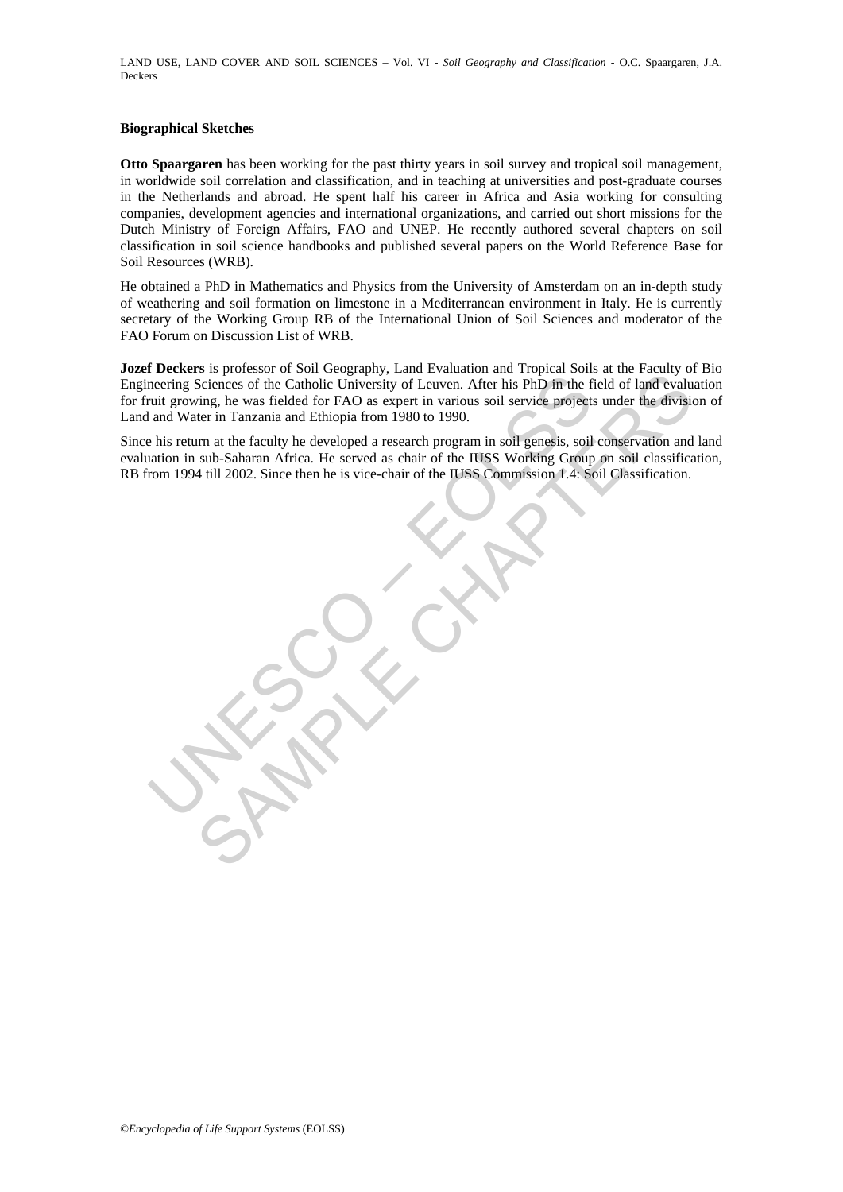### Biographical Sketches

**Otto Spaargaren** has been working for the past thirty years in soil survey and tropical soil management, in worldwide soil correlation and classification, and in teaching at universities and post-graduate courses in the Netherlands and abroad. He spent half his career in Africa and Asia working for consulting companies, development agencies and international organizations, and carried out short missions for the Dutch Ministry of Foreign Affairs, FAO and UNEP. He recently authored several chapters on soil classification in soil science handbooks and published several papers on the World Reference Base for Soil Resources (WRB).

He obtained a PhD in Mathematics and Physics from the University of Amsterdam on an in-depth study of weathering and soil formation on limestone in a Mediterranean environment in Italy. He is currently secretary of the Working Group RB of the International Union of Soil Sciences and moderator of the FAO Forum on Discussion List of WRB.

**Jozef Deckers** is professor of Soil Geography, Land Evaluation and Tropical Soils at the Faculty of Bio Engineering Sciences of the Catholic University of Leuven. After his PhD in the field of land evaluation for fruit growing, he was fielded for FAO as expert in various soil service projects under the division of Land and Water in Tanzania and Ethiopia from 1980 to 1990.

Since his return at the faculty he developed a research program in soil genesis, soil conservation and land evaluation in sub-Saharan Africa. He served as chair of the IUSS Working Group on soil classification, RB from 1994 till 2002. Since then he is vice-chair of the IUSS Commission 1.4: Soil Classification.